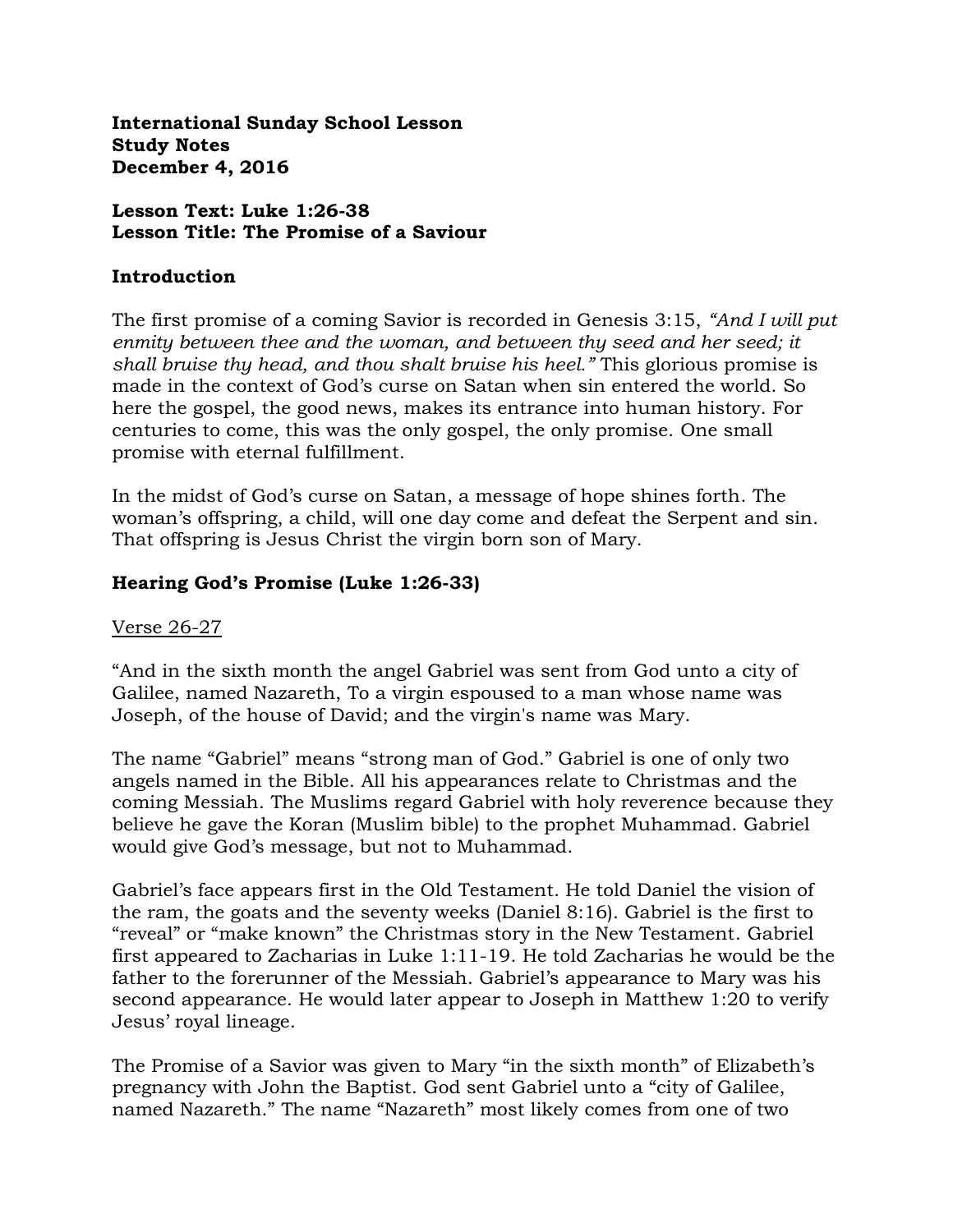**International Sunday School Lesson**
**Study Notes**
**December 4, 2016**

**Lesson Text: Luke 1:26-38**
**Lesson Title: The Promise of a Saviour**

## Introduction

The first promise of a coming Savior is recorded in Genesis 3:15, *"And I will put enmity between thee and the woman, and between thy seed and her seed; it shall bruise thy head, and thou shalt bruise his heel."* This glorious promise is made in the context of God's curse on Satan when sin entered the world. So here the gospel, the good news, makes its entrance into human history. For centuries to come, this was the only gospel, the only promise. One small promise with eternal fulfillment.

In the midst of God's curse on Satan, a message of hope shines forth. The woman's offspring, a child, will one day come and defeat the Serpent and sin. That offspring is Jesus Christ the virgin born son of Mary.

## Hearing God's Promise (Luke 1:26-33)

<u>Verse 26-27</u>

"And in the sixth month the angel Gabriel was sent from God unto a city of Galilee, named Nazareth, To a virgin espoused to a man whose name was Joseph, of the house of David; and the virgin's name was Mary.

The name "Gabriel" means "strong man of God." Gabriel is one of only two angels named in the Bible. All his appearances relate to Christmas and the coming Messiah. The Muslims regard Gabriel with holy reverence because they believe he gave the Koran (Muslim bible) to the prophet Muhammad. Gabriel would give God's message, but not to Muhammad.

Gabriel's face appears first in the Old Testament. He told Daniel the vision of the ram, the goats and the seventy weeks (Daniel 8:16). Gabriel is the first to "reveal" or "make known" the Christmas story in the New Testament. Gabriel first appeared to Zacharias in Luke 1:11-19. He told Zacharias he would be the father to the forerunner of the Messiah. Gabriel's appearance to Mary was his second appearance. He would later appear to Joseph in Matthew 1:20 to verify Jesus' royal lineage.

The Promise of a Savior was given to Mary "in the sixth month" of Elizabeth's pregnancy with John the Baptist. God sent Gabriel unto a "city of Galilee, named Nazareth." The name "Nazareth" most likely comes from one of two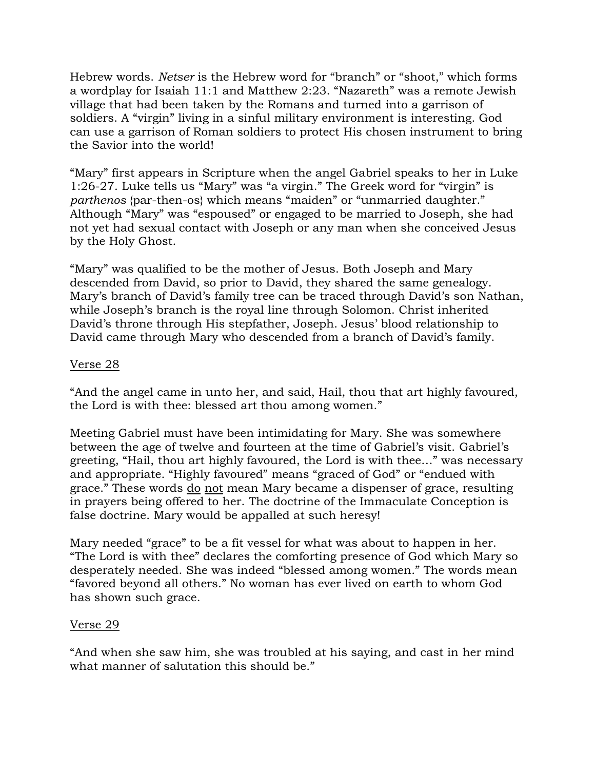Hebrew words. *Netser* is the Hebrew word for "branch" or "shoot," which forms a wordplay for Isaiah 11:1 and Matthew 2:23. "Nazareth" was a remote Jewish village that had been taken by the Romans and turned into a garrison of soldiers. A "virgin" living in a sinful military environment is interesting. God can use a garrison of Roman soldiers to protect His chosen instrument to bring the Savior into the world!

"Mary" first appears in Scripture when the angel Gabriel speaks to her in Luke 1:26-27. Luke tells us "Mary" was "a virgin." The Greek word for "virgin" is *parthenos* {par-then-os} which means "maiden" or "unmarried daughter." Although "Mary" was "espoused" or engaged to be married to Joseph, she had not yet had sexual contact with Joseph or any man when she conceived Jesus by the Holy Ghost.

"Mary" was qualified to be the mother of Jesus. Both Joseph and Mary descended from David, so prior to David, they shared the same genealogy. Mary's branch of David's family tree can be traced through David's son Nathan, while Joseph's branch is the royal line through Solomon. Christ inherited David's throne through His stepfather, Joseph. Jesus' blood relationship to David came through Mary who descended from a branch of David's family.

<u>Verse 28</u>

"And the angel came in unto her, and said, Hail, thou that art highly favoured, the Lord is with thee: blessed art thou among women."

Meeting Gabriel must have been intimidating for Mary. She was somewhere between the age of twelve and fourteen at the time of Gabriel's visit. Gabriel's greeting, "Hail, thou art highly favoured, the Lord is with thee…" was necessary and appropriate. "Highly favoured" means "graced of God" or "endued with grace." These words <u>do</u> <u>not</u> mean Mary became a dispenser of grace, resulting in prayers being offered to her. The doctrine of the Immaculate Conception is false doctrine. Mary would be appalled at such heresy!

Mary needed "grace" to be a fit vessel for what was about to happen in her. "The Lord is with thee" declares the comforting presence of God which Mary so desperately needed. She was indeed "blessed among women." The words mean "favored beyond all others." No woman has ever lived on earth to whom God has shown such grace.

<u>Verse 29</u>

"And when she saw him, she was troubled at his saying, and cast in her mind what manner of salutation this should be."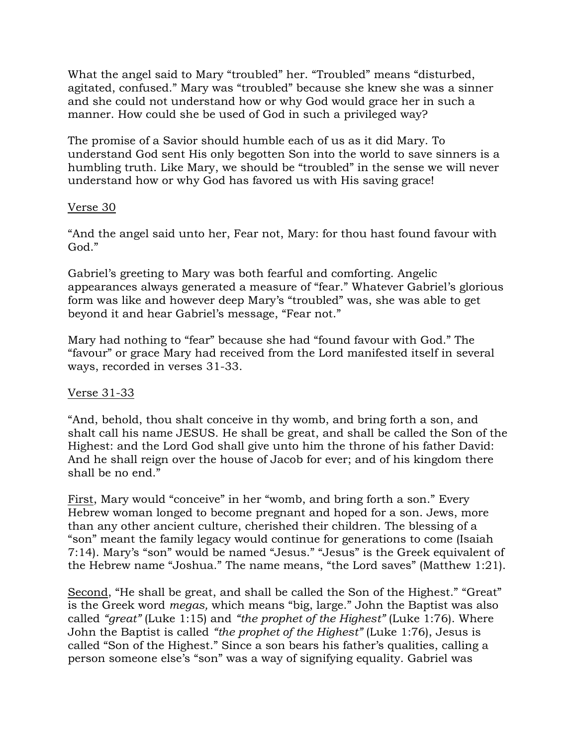What the angel said to Mary "troubled" her. "Troubled" means "disturbed, agitated, confused." Mary was "troubled" because she knew she was a sinner and she could not understand how or why God would grace her in such a manner. How could she be used of God in such a privileged way?

The promise of a Savior should humble each of us as it did Mary. To understand God sent His only begotten Son into the world to save sinners is a humbling truth. Like Mary, we should be "troubled" in the sense we will never understand how or why God has favored us with His saving grace!

<u>Verse 30</u>

"And the angel said unto her, Fear not, Mary: for thou hast found favour with God."

Gabriel's greeting to Mary was both fearful and comforting. Angelic appearances always generated a measure of "fear." Whatever Gabriel's glorious form was like and however deep Mary's "troubled" was, she was able to get beyond it and hear Gabriel's message, "Fear not."

Mary had nothing to "fear" because she had "found favour with God." The "favour" or grace Mary had received from the Lord manifested itself in several ways, recorded in verses 31-33.

<u>Verse 31-33</u>

"And, behold, thou shalt conceive in thy womb, and bring forth a son, and shalt call his name JESUS. He shall be great, and shall be called the Son of the Highest: and the Lord God shall give unto him the throne of his father David: And he shall reign over the house of Jacob for ever; and of his kingdom there shall be no end."

<u>First</u>, Mary would "conceive" in her "womb, and bring forth a son." Every Hebrew woman longed to become pregnant and hoped for a son. Jews, more than any other ancient culture, cherished their children. The blessing of a "son" meant the family legacy would continue for generations to come (Isaiah 7:14). Mary's "son" would be named "Jesus." "Jesus" is the Greek equivalent of the Hebrew name "Joshua." The name means, "the Lord saves" (Matthew 1:21).

<u>Second</u>, "He shall be great, and shall be called the Son of the Highest." "Great" is the Greek word *megas,* which means "big, large." John the Baptist was also called *"great"* (Luke 1:15) and *"the prophet of the Highest"* (Luke 1:76). Where John the Baptist is called *"the prophet of the Highest"* (Luke 1:76), Jesus is called "Son of the Highest." Since a son bears his father's qualities, calling a person someone else's "son" was a way of signifying equality. Gabriel was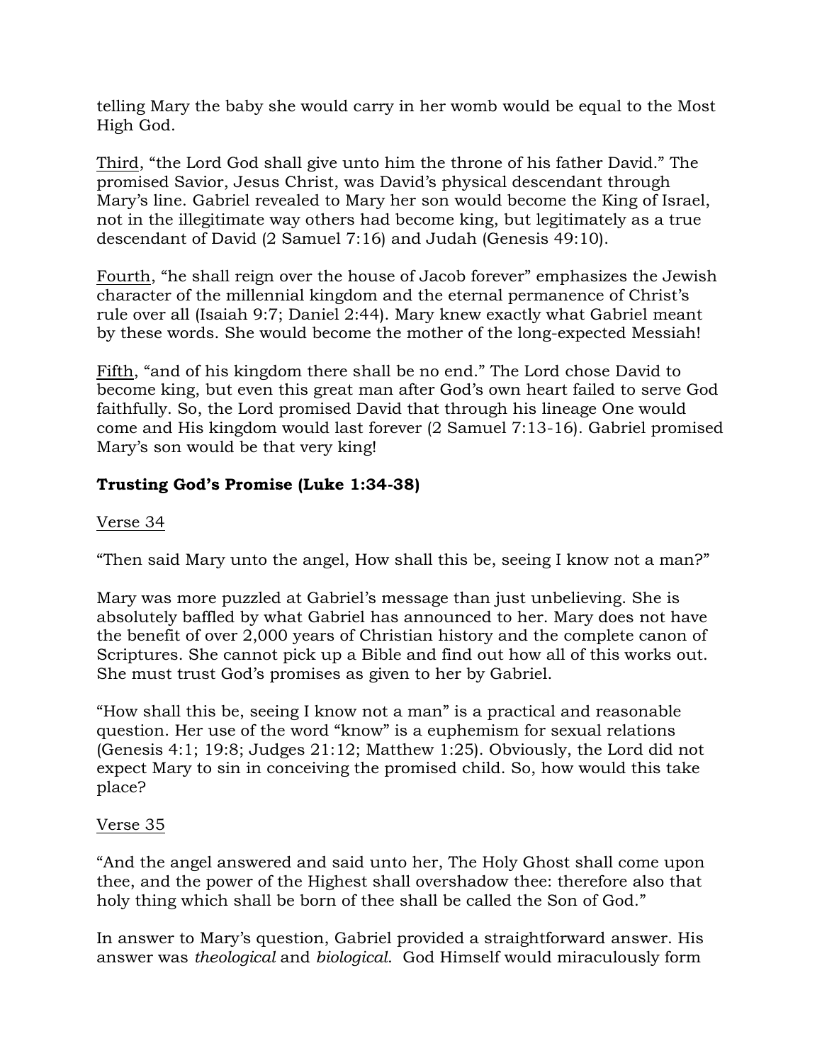telling Mary the baby she would carry in her womb would be equal to the Most High God.

Third, "the Lord God shall give unto him the throne of his father David." The promised Savior, Jesus Christ, was David's physical descendant through Mary's line. Gabriel revealed to Mary her son would become the King of Israel, not in the illegitimate way others had become king, but legitimately as a true descendant of David (2 Samuel 7:16) and Judah (Genesis 49:10).

Fourth, "he shall reign over the house of Jacob forever" emphasizes the Jewish character of the millennial kingdom and the eternal permanence of Christ's rule over all (Isaiah 9:7; Daniel 2:44). Mary knew exactly what Gabriel meant by these words. She would become the mother of the long-expected Messiah!

Fifth, "and of his kingdom there shall be no end." The Lord chose David to become king, but even this great man after God's own heart failed to serve God faithfully. So, the Lord promised David that through his lineage One would come and His kingdom would last forever (2 Samuel 7:13-16). Gabriel promised Mary's son would be that very king!

**Trusting God's Promise (Luke 1:34-38)**

Verse 34

"Then said Mary unto the angel, How shall this be, seeing I know not a man?"

Mary was more puzzled at Gabriel's message than just unbelieving. She is absolutely baffled by what Gabriel has announced to her. Mary does not have the benefit of over 2,000 years of Christian history and the complete canon of Scriptures. She cannot pick up a Bible and find out how all of this works out. She must trust God's promises as given to her by Gabriel.

"How shall this be, seeing I know not a man" is a practical and reasonable question. Her use of the word "know" is a euphemism for sexual relations (Genesis 4:1; 19:8; Judges 21:12; Matthew 1:25). Obviously, the Lord did not expect Mary to sin in conceiving the promised child. So, how would this take place?

Verse 35

"And the angel answered and said unto her, The Holy Ghost shall come upon thee, and the power of the Highest shall overshadow thee: therefore also that holy thing which shall be born of thee shall be called the Son of God."

In answer to Mary's question, Gabriel provided a straightforward answer. His answer was *theological* and *biological*. God Himself would miraculously form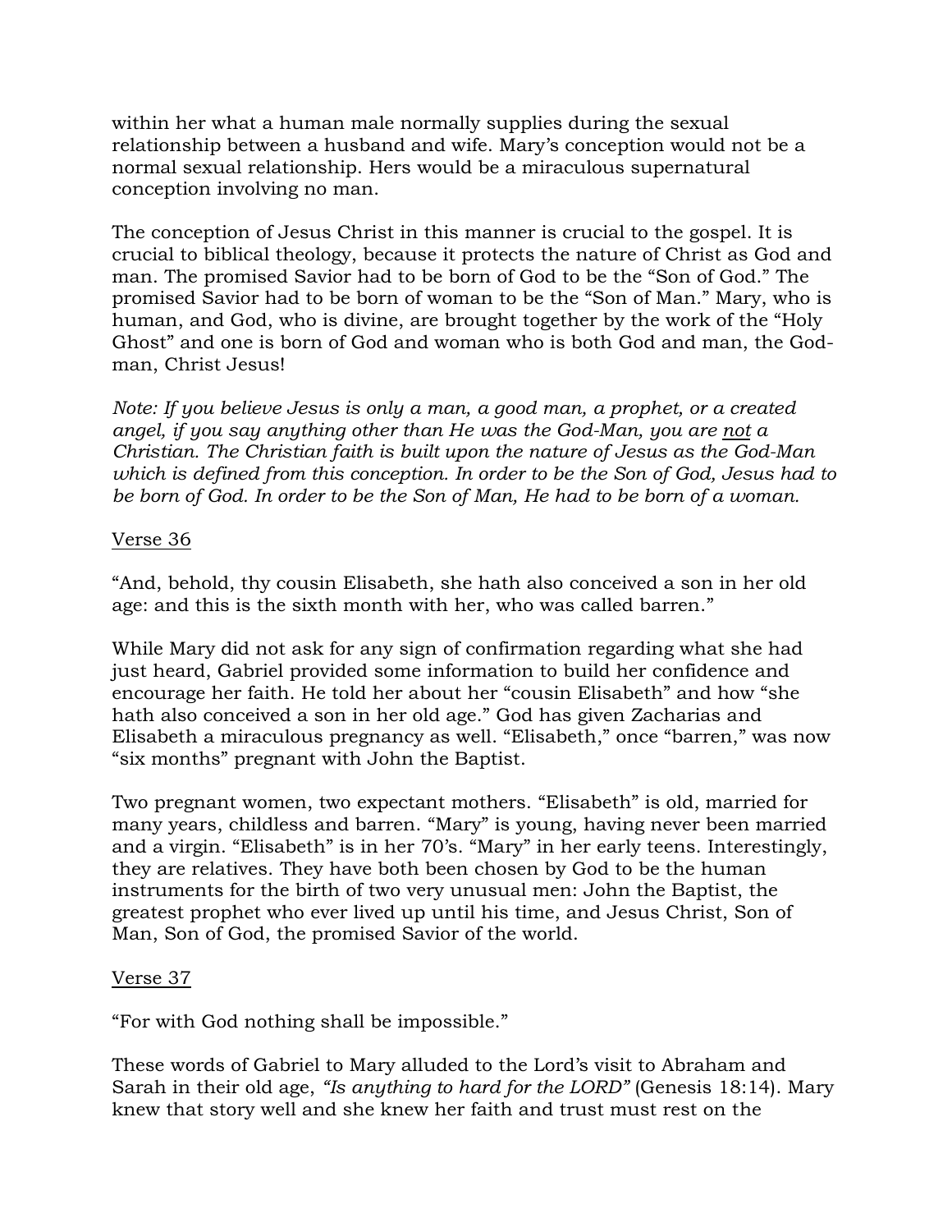within her what a human male normally supplies during the sexual relationship between a husband and wife. Mary's conception would not be a normal sexual relationship. Hers would be a miraculous supernatural conception involving no man.

The conception of Jesus Christ in this manner is crucial to the gospel. It is crucial to biblical theology, because it protects the nature of Christ as God and man. The promised Savior had to be born of God to be the "Son of God." The promised Savior had to be born of woman to be the "Son of Man." Mary, who is human, and God, who is divine, are brought together by the work of the "Holy Ghost" and one is born of God and woman who is both God and man, the God-man, Christ Jesus!

*Note: If you believe Jesus is only a man, a good man, a prophet, or a created angel, if you say anything other than He was the God-Man, you are <u>not</u> a Christian. The Christian faith is built upon the nature of Jesus as the God-Man which is defined from this conception. In order to be the Son of God, Jesus had to be born of God. In order to be the Son of Man, He had to be born of a woman.*

<u>Verse 36</u>

"And, behold, thy cousin Elisabeth, she hath also conceived a son in her old age: and this is the sixth month with her, who was called barren."

While Mary did not ask for any sign of confirmation regarding what she had just heard, Gabriel provided some information to build her confidence and encourage her faith. He told her about her "cousin Elisabeth" and how "she hath also conceived a son in her old age." God has given Zacharias and Elisabeth a miraculous pregnancy as well. "Elisabeth," once "barren," was now "six months" pregnant with John the Baptist.

Two pregnant women, two expectant mothers. "Elisabeth" is old, married for many years, childless and barren. "Mary" is young, having never been married and a virgin. "Elisabeth" is in her 70's. "Mary" in her early teens. Interestingly, they are relatives. They have both been chosen by God to be the human instruments for the birth of two very unusual men: John the Baptist, the greatest prophet who ever lived up until his time, and Jesus Christ, Son of Man, Son of God, the promised Savior of the world.

<u>Verse 37</u>

"For with God nothing shall be impossible."

These words of Gabriel to Mary alluded to the Lord's visit to Abraham and Sarah in their old age, *"Is anything to hard for the LORD"* (Genesis 18:14). Mary knew that story well and she knew her faith and trust must rest on the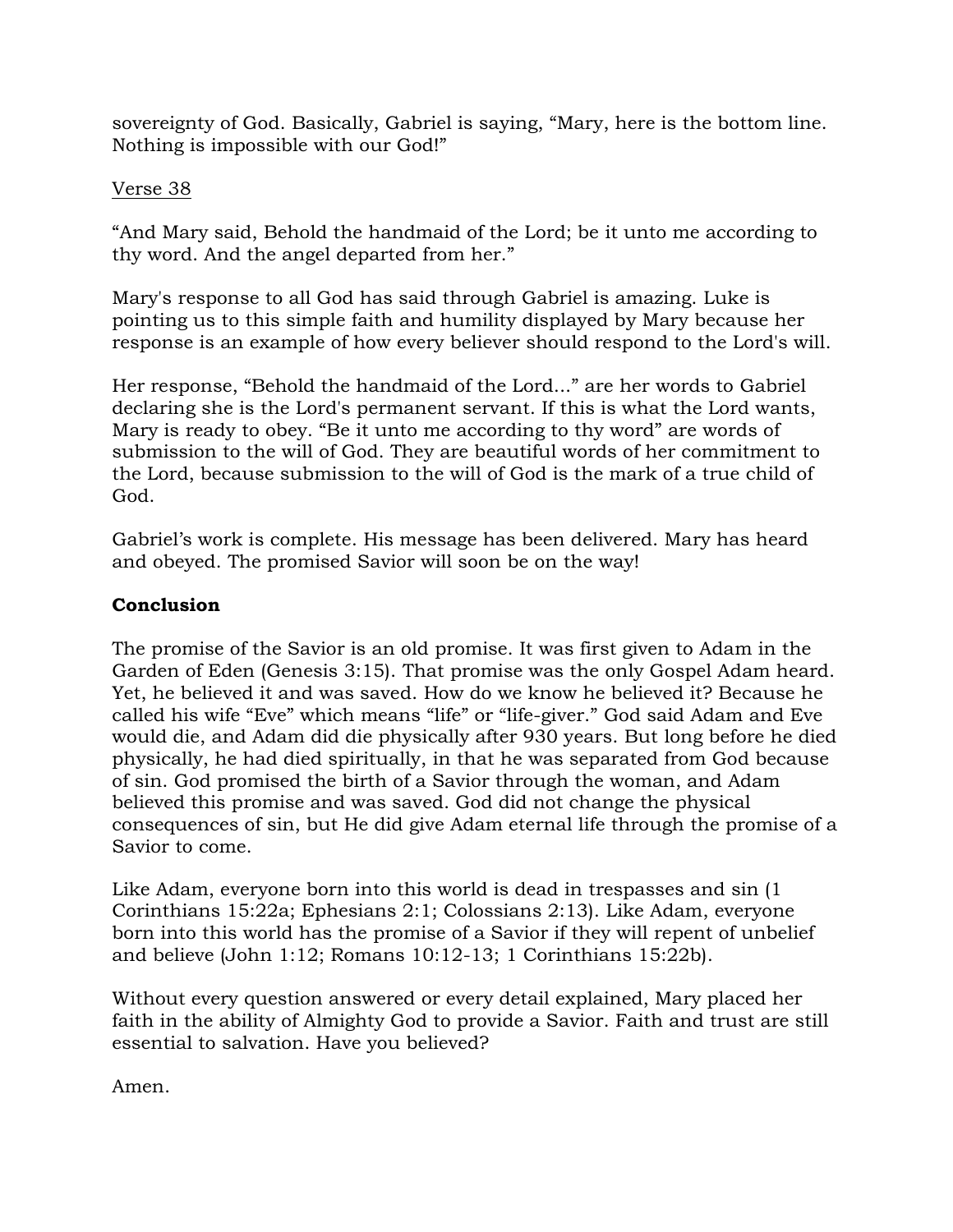sovereignty of God. Basically, Gabriel is saying, "Mary, here is the bottom line. Nothing is impossible with our God!"

<u>Verse 38</u>

"And Mary said, Behold the handmaid of the Lord; be it unto me according to thy word. And the angel departed from her."

Mary's response to all God has said through Gabriel is amazing. Luke is pointing us to this simple faith and humility displayed by Mary because her response is an example of how every believer should respond to the Lord's will.

Her response, "Behold the handmaid of the Lord..." are her words to Gabriel declaring she is the Lord's permanent servant. If this is what the Lord wants, Mary is ready to obey. "Be it unto me according to thy word" are words of submission to the will of God. They are beautiful words of her commitment to the Lord, because submission to the will of God is the mark of a true child of God.

Gabriel's work is complete. His message has been delivered. Mary has heard and obeyed. The promised Savior will soon be on the way!

**Conclusion**

The promise of the Savior is an old promise. It was first given to Adam in the Garden of Eden (Genesis 3:15). That promise was the only Gospel Adam heard. Yet, he believed it and was saved. How do we know he believed it? Because he called his wife "Eve" which means "life" or "life-giver." God said Adam and Eve would die, and Adam did die physically after 930 years. But long before he died physically, he had died spiritually, in that he was separated from God because of sin. God promised the birth of a Savior through the woman, and Adam believed this promise and was saved. God did not change the physical consequences of sin, but He did give Adam eternal life through the promise of a Savior to come.

Like Adam, everyone born into this world is dead in trespasses and sin (1 Corinthians 15:22a; Ephesians 2:1; Colossians 2:13). Like Adam, everyone born into this world has the promise of a Savior if they will repent of unbelief and believe (John 1:12; Romans 10:12-13; 1 Corinthians 15:22b).

Without every question answered or every detail explained, Mary placed her faith in the ability of Almighty God to provide a Savior. Faith and trust are still essential to salvation. Have you believed?

Amen.